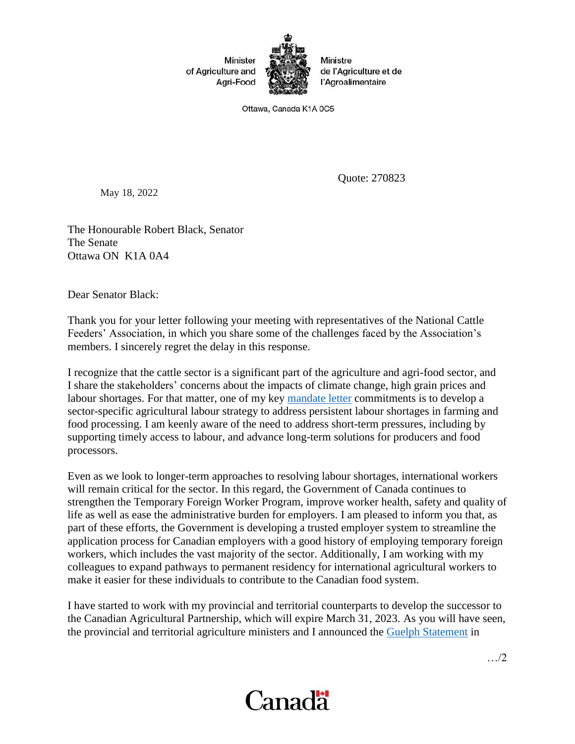Minister of Agriculture and Agri-Food

Ministre de l'Agriculture et de l'Agroalimentaire

Ottawa, Canada K1A 0C5

Quote: 270823

May 18, 2022

The Honourable Robert Black, Senator
The Senate
Ottawa ON K1A 0A4

Dear Senator Black:

Thank you for your letter following your meeting with representatives of the National Cattle Feeders' Association, in which you share some of the challenges faced by the Association's members. I sincerely regret the delay in this response.

I recognize that the cattle sector is a significant part of the agriculture and agri-food sector, and I share the stakeholders' concerns about the impacts of climate change, high grain prices and labour shortages. For that matter, one of my key mandate letter commitments is to develop a sector-specific agricultural labour strategy to address persistent labour shortages in farming and food processing. I am keenly aware of the need to address short-term pressures, including by supporting timely access to labour, and advance long-term solutions for producers and food processors.

Even as we look to longer-term approaches to resolving labour shortages, international workers will remain critical for the sector. In this regard, the Government of Canada continues to strengthen the Temporary Foreign Worker Program, improve worker health, safety and quality of life as well as ease the administrative burden for employers. I am pleased to inform you that, as part of these efforts, the Government is developing a trusted employer system to streamline the application process for Canadian employers with a good history of employing temporary foreign workers, which includes the vast majority of the sector. Additionally, I am working with my colleagues to expand pathways to permanent residency for international agricultural workers to make it easier for these individuals to contribute to the Canadian food system.

I have started to work with my provincial and territorial counterparts to develop the successor to the Canadian Agricultural Partnership, which will expire March 31, 2023. As you will have seen, the provincial and territorial agriculture ministers and I announced the Guelph Statement in

…/2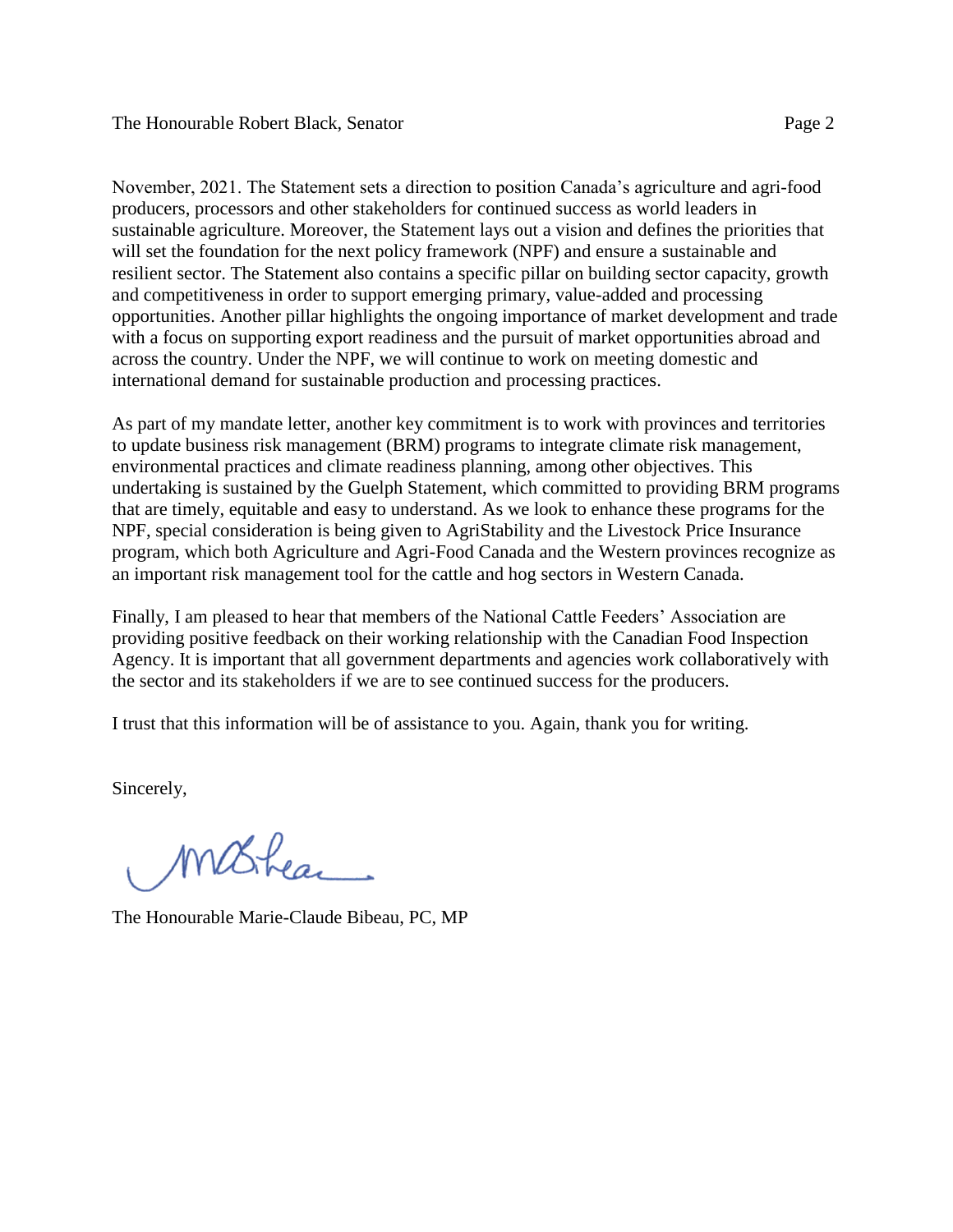November, 2021. The Statement sets a direction to position Canada's agriculture and agri-food producers, processors and other stakeholders for continued success as world leaders in sustainable agriculture. Moreover, the Statement lays out a vision and defines the priorities that will set the foundation for the next policy framework (NPF) and ensure a sustainable and resilient sector. The Statement also contains a specific pillar on building sector capacity, growth and competitiveness in order to support emerging primary, value-added and processing opportunities. Another pillar highlights the ongoing importance of market development and trade with a focus on supporting export readiness and the pursuit of market opportunities abroad and across the country. Under the NPF, we will continue to work on meeting domestic and international demand for sustainable production and processing practices.

As part of my mandate letter, another key commitment is to work with provinces and territories to update business risk management (BRM) programs to integrate climate risk management, environmental practices and climate readiness planning, among other objectives. This undertaking is sustained by the Guelph Statement, which committed to providing BRM programs that are timely, equitable and easy to understand. As we look to enhance these programs for the NPF, special consideration is being given to AgriStability and the Livestock Price Insurance program, which both Agriculture and Agri-Food Canada and the Western provinces recognize as an important risk management tool for the cattle and hog sectors in Western Canada.

Finally, I am pleased to hear that members of the National Cattle Feeders' Association are providing positive feedback on their working relationship with the Canadian Food Inspection Agency. It is important that all government departments and agencies work collaboratively with the sector and its stakeholders if we are to see continued success for the producers.

I trust that this information will be of assistance to you. Again, thank you for writing.

Sincerely,

The Honourable Marie-Claude Bibeau, PC, MP